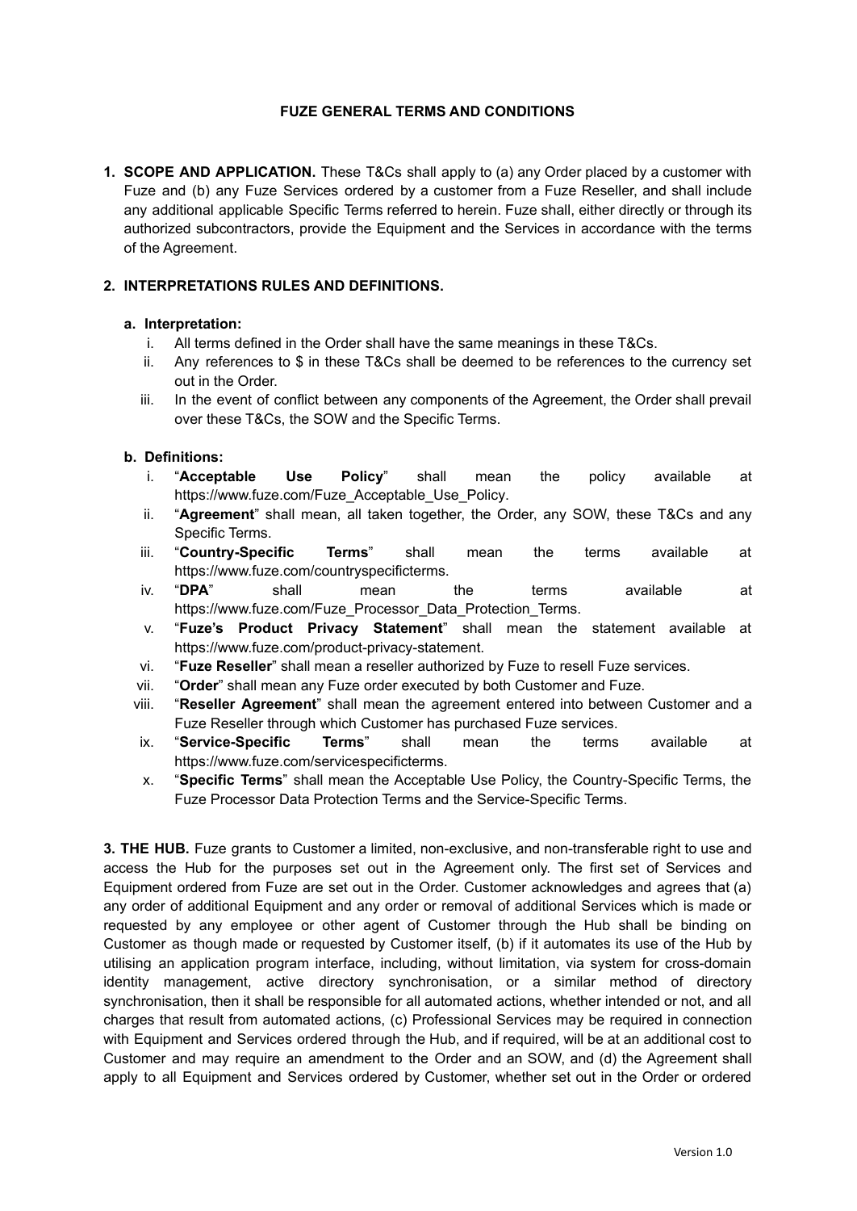# FUZE GENERAL TERMS AND CONDITIONS

1. **SCOPE AND APPLICATION.** These T&Cs shall apply to (a) any Order placed by a customer with Fuze and (b) any Fuze Services ordered by a customer from a Fuze Reseller, and shall include any additional applicable Specific Terms referred to herein. Fuze shall, either directly or through its authorized subcontractors, provide the Equipment and the Services in accordance with the terms of the Agreement.

2. **INTERPRETATIONS RULES AND DEFINITIONS.**

   a. **Interpretation:**

      i. All terms defined in the Order shall have the same meanings in these T&Cs.

      ii. Any references to $ in these T&Cs shall be deemed to be references to the currency set out in the Order.

      iii. In the event of conflict between any components of the Agreement, the Order shall prevail over these T&Cs, the SOW and the Specific Terms.

   b. **Definitions:**

      i. "**Acceptable Use Policy**" shall mean the policy available at https://www.fuze.com/Fuze_Acceptable_Use_Policy.

      ii. "**Agreement**" shall mean, all taken together, the Order, any SOW, these T&Cs and any Specific Terms.

      iii. "**Country-Specific Terms**" shall mean the terms available at https://www.fuze.com/countryspecificterms.

      iv. "**DPA**" shall mean the terms available at https://www.fuze.com/Fuze_Processor_Data_Protection_Terms.

      v. "**Fuze's Product Privacy Statement**" shall mean the statement available at https://www.fuze.com/product-privacy-statement.

      vi. "**Fuze Reseller**" shall mean a reseller authorized by Fuze to resell Fuze services.

      vii. "**Order**" shall mean any Fuze order executed by both Customer and Fuze.

      viii. "**Reseller Agreement**" shall mean the agreement entered into between Customer and a Fuze Reseller through which Customer has purchased Fuze services.

      ix. "**Service-Specific Terms**" shall mean the terms available at https://www.fuze.com/servicespecificterms.

      x. "**Specific Terms**" shall mean the Acceptable Use Policy, the Country-Specific Terms, the Fuze Processor Data Protection Terms and the Service-Specific Terms.

**3. THE HUB.** Fuze grants to Customer a limited, non-exclusive, and non-transferable right to use and access the Hub for the purposes set out in the Agreement only. The first set of Services and Equipment ordered from Fuze are set out in the Order. Customer acknowledges and agrees that (a) any order of additional Equipment and any order or removal of additional Services which is made or requested by any employee or other agent of Customer through the Hub shall be binding on Customer as though made or requested by Customer itself, (b) if it automates its use of the Hub by utilising an application program interface, including, without limitation, via system for cross-domain identity management, active directory synchronisation, or a similar method of directory synchronisation, then it shall be responsible for all automated actions, whether intended or not, and all charges that result from automated actions, (c) Professional Services may be required in connection with Equipment and Services ordered through the Hub, and if required, will be at an additional cost to Customer and may require an amendment to the Order and an SOW, and (d) the Agreement shall apply to all Equipment and Services ordered by Customer, whether set out in the Order or ordered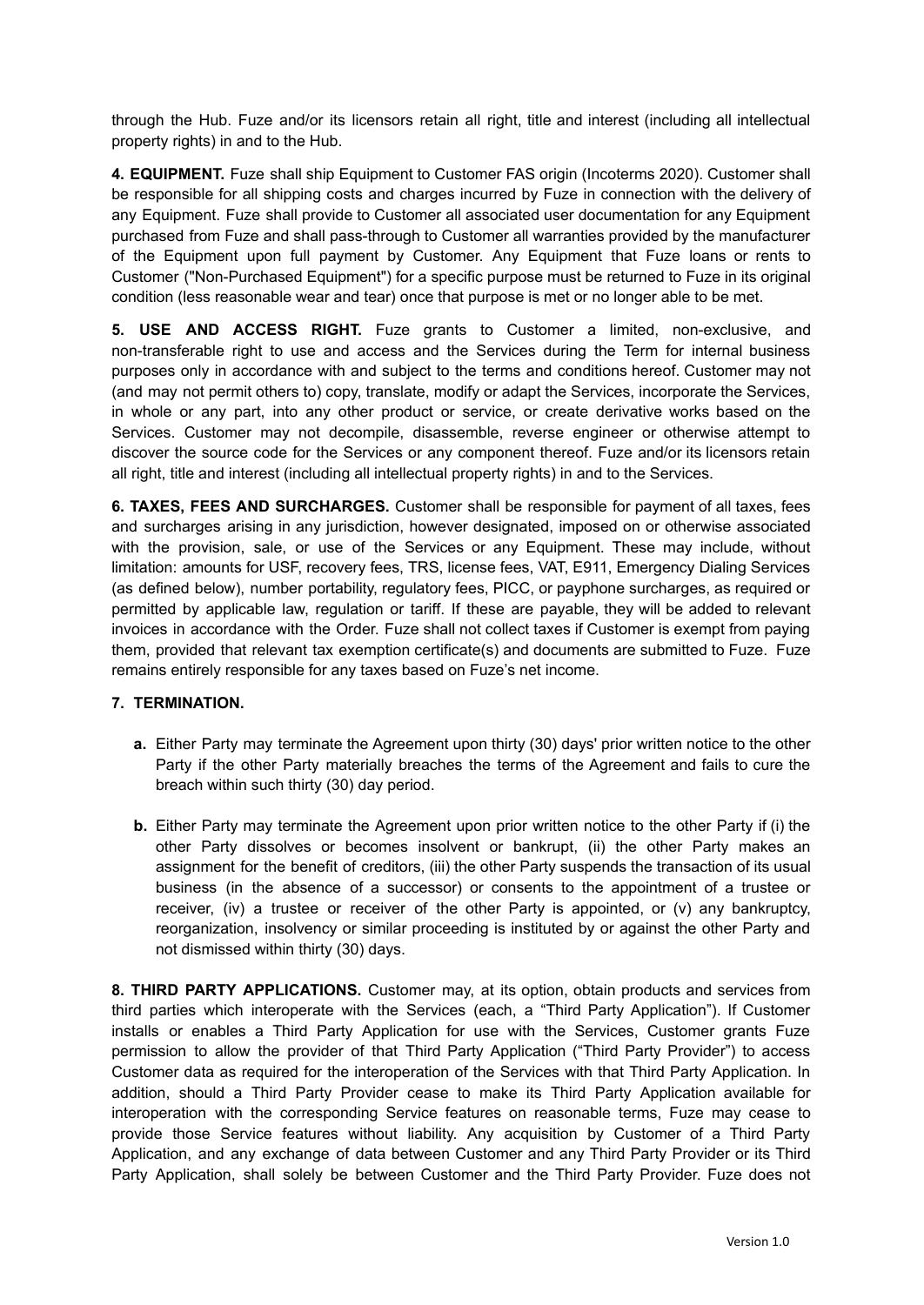through the Hub. Fuze and/or its licensors retain all right, title and interest (including all intellectual property rights) in and to the Hub.

**4. EQUIPMENT.** Fuze shall ship Equipment to Customer FAS origin (Incoterms 2020). Customer shall be responsible for all shipping costs and charges incurred by Fuze in connection with the delivery of any Equipment. Fuze shall provide to Customer all associated user documentation for any Equipment purchased from Fuze and shall pass-through to Customer all warranties provided by the manufacturer of the Equipment upon full payment by Customer. Any Equipment that Fuze loans or rents to Customer ("Non-Purchased Equipment") for a specific purpose must be returned to Fuze in its original condition (less reasonable wear and tear) once that purpose is met or no longer able to be met.

**5. USE AND ACCESS RIGHT.** Fuze grants to Customer a limited, non-exclusive, and non-transferable right to use and access and the Services during the Term for internal business purposes only in accordance with and subject to the terms and conditions hereof. Customer may not (and may not permit others to) copy, translate, modify or adapt the Services, incorporate the Services, in whole or any part, into any other product or service, or create derivative works based on the Services. Customer may not decompile, disassemble, reverse engineer or otherwise attempt to discover the source code for the Services or any component thereof. Fuze and/or its licensors retain all right, title and interest (including all intellectual property rights) in and to the Services.

**6. TAXES, FEES AND SURCHARGES.** Customer shall be responsible for payment of all taxes, fees and surcharges arising in any jurisdiction, however designated, imposed on or otherwise associated with the provision, sale, or use of the Services or any Equipment. These may include, without limitation: amounts for USF, recovery fees, TRS, license fees, VAT, E911, Emergency Dialing Services (as defined below), number portability, regulatory fees, PICC, or payphone surcharges, as required or permitted by applicable law, regulation or tariff. If these are payable, they will be added to relevant invoices in accordance with the Order. Fuze shall not collect taxes if Customer is exempt from paying them, provided that relevant tax exemption certificate(s) and documents are submitted to Fuze. Fuze remains entirely responsible for any taxes based on Fuze's net income.

**7. TERMINATION.**

- **a.** Either Party may terminate the Agreement upon thirty (30) days' prior written notice to the other Party if the other Party materially breaches the terms of the Agreement and fails to cure the breach within such thirty (30) day period.

- **b.** Either Party may terminate the Agreement upon prior written notice to the other Party if (i) the other Party dissolves or becomes insolvent or bankrupt, (ii) the other Party makes an assignment for the benefit of creditors, (iii) the other Party suspends the transaction of its usual business (in the absence of a successor) or consents to the appointment of a trustee or receiver, (iv) a trustee or receiver of the other Party is appointed, or (v) any bankruptcy, reorganization, insolvency or similar proceeding is instituted by or against the other Party and not dismissed within thirty (30) days.

**8. THIRD PARTY APPLICATIONS.** Customer may, at its option, obtain products and services from third parties which interoperate with the Services (each, a "Third Party Application"). If Customer installs or enables a Third Party Application for use with the Services, Customer grants Fuze permission to allow the provider of that Third Party Application ("Third Party Provider") to access Customer data as required for the interoperation of the Services with that Third Party Application. In addition, should a Third Party Provider cease to make its Third Party Application available for interoperation with the corresponding Service features on reasonable terms, Fuze may cease to provide those Service features without liability. Any acquisition by Customer of a Third Party Application, and any exchange of data between Customer and any Third Party Provider or its Third Party Application, shall solely be between Customer and the Third Party Provider. Fuze does not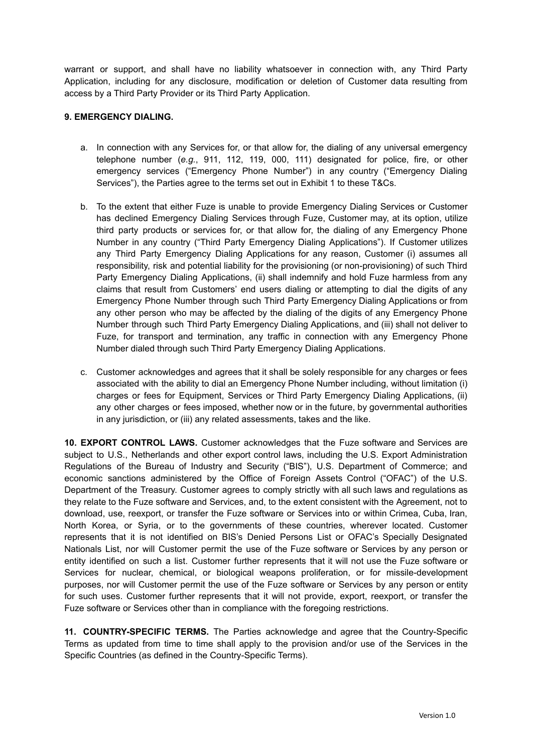warrant or support, and shall have no liability whatsoever in connection with, any Third Party Application, including for any disclosure, modification or deletion of Customer data resulting from access by a Third Party Provider or its Third Party Application.

**9. EMERGENCY DIALING.**

a. In connection with any Services for, or that allow for, the dialing of any universal emergency telephone number (*e.g.*, 911, 112, 119, 000, 111) designated for police, fire, or other emergency services ("Emergency Phone Number") in any country ("Emergency Dialing Services"), the Parties agree to the terms set out in Exhibit 1 to these T&Cs.

b. To the extent that either Fuze is unable to provide Emergency Dialing Services or Customer has declined Emergency Dialing Services through Fuze, Customer may, at its option, utilize third party products or services for, or that allow for, the dialing of any Emergency Phone Number in any country ("Third Party Emergency Dialing Applications"). If Customer utilizes any Third Party Emergency Dialing Applications for any reason, Customer (i) assumes all responsibility, risk and potential liability for the provisioning (or non-provisioning) of such Third Party Emergency Dialing Applications, (ii) shall indemnify and hold Fuze harmless from any claims that result from Customers' end users dialing or attempting to dial the digits of any Emergency Phone Number through such Third Party Emergency Dialing Applications or from any other person who may be affected by the dialing of the digits of any Emergency Phone Number through such Third Party Emergency Dialing Applications, and (iii) shall not deliver to Fuze, for transport and termination, any traffic in connection with any Emergency Phone Number dialed through such Third Party Emergency Dialing Applications.

c. Customer acknowledges and agrees that it shall be solely responsible for any charges or fees associated with the ability to dial an Emergency Phone Number including, without limitation (i) charges or fees for Equipment, Services or Third Party Emergency Dialing Applications, (ii) any other charges or fees imposed, whether now or in the future, by governmental authorities in any jurisdiction, or (iii) any related assessments, takes and the like.

**10. EXPORT CONTROL LAWS.** Customer acknowledges that the Fuze software and Services are subject to U.S., Netherlands and other export control laws, including the U.S. Export Administration Regulations of the Bureau of Industry and Security ("BIS"), U.S. Department of Commerce; and economic sanctions administered by the Office of Foreign Assets Control ("OFAC") of the U.S. Department of the Treasury. Customer agrees to comply strictly with all such laws and regulations as they relate to the Fuze software and Services, and, to the extent consistent with the Agreement, not to download, use, reexport, or transfer the Fuze software or Services into or within Crimea, Cuba, Iran, North Korea, or Syria, or to the governments of these countries, wherever located. Customer represents that it is not identified on BIS's Denied Persons List or OFAC's Specially Designated Nationals List, nor will Customer permit the use of the Fuze software or Services by any person or entity identified on such a list. Customer further represents that it will not use the Fuze software or Services for nuclear, chemical, or biological weapons proliferation, or for missile-development purposes, nor will Customer permit the use of the Fuze software or Services by any person or entity for such uses. Customer further represents that it will not provide, export, reexport, or transfer the Fuze software or Services other than in compliance with the foregoing restrictions.

**11. COUNTRY-SPECIFIC TERMS.** The Parties acknowledge and agree that the Country-Specific Terms as updated from time to time shall apply to the provision and/or use of the Services in the Specific Countries (as defined in the Country-Specific Terms).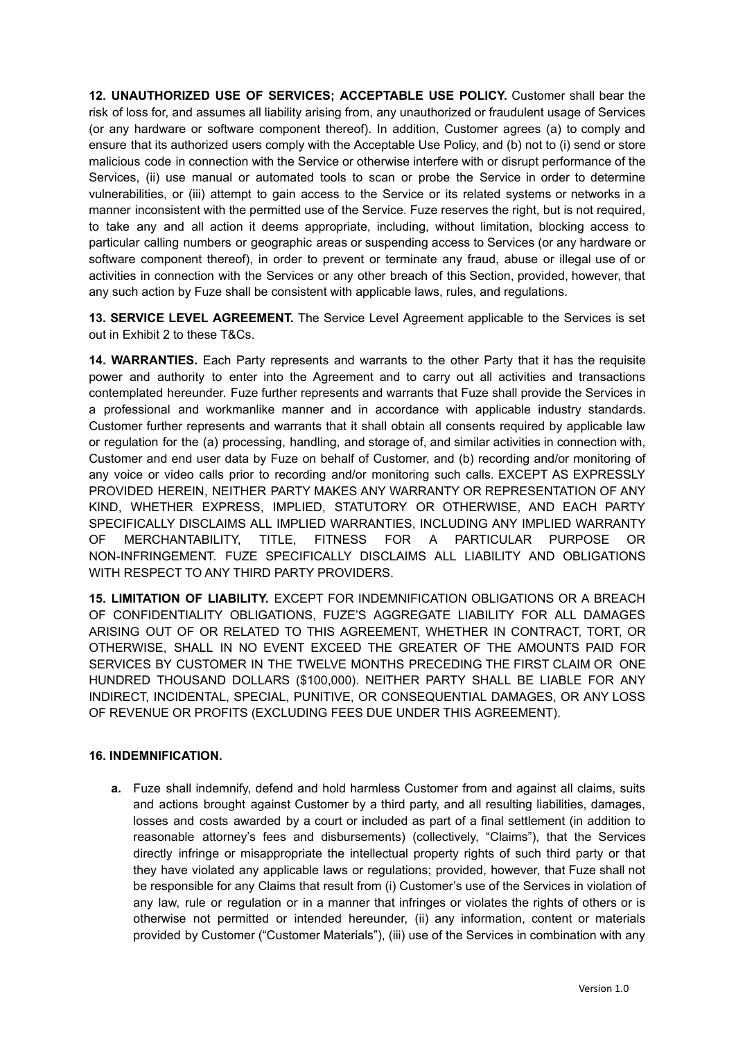**12. UNAUTHORIZED USE OF SERVICES; ACCEPTABLE USE POLICY.** Customer shall bear the risk of loss for, and assumes all liability arising from, any unauthorized or fraudulent usage of Services (or any hardware or software component thereof). In addition, Customer agrees (a) to comply and ensure that its authorized users comply with the Acceptable Use Policy, and (b) not to (i) send or store malicious code in connection with the Service or otherwise interfere with or disrupt performance of the Services, (ii) use manual or automated tools to scan or probe the Service in order to determine vulnerabilities, or (iii) attempt to gain access to the Service or its related systems or networks in a manner inconsistent with the permitted use of the Service. Fuze reserves the right, but is not required, to take any and all action it deems appropriate, including, without limitation, blocking access to particular calling numbers or geographic areas or suspending access to Services (or any hardware or software component thereof), in order to prevent or terminate any fraud, abuse or illegal use of or activities in connection with the Services or any other breach of this Section, provided, however, that any such action by Fuze shall be consistent with applicable laws, rules, and regulations.

**13. SERVICE LEVEL AGREEMENT.** The Service Level Agreement applicable to the Services is set out in Exhibit 2 to these T&Cs.

**14. WARRANTIES.** Each Party represents and warrants to the other Party that it has the requisite power and authority to enter into the Agreement and to carry out all activities and transactions contemplated hereunder. Fuze further represents and warrants that Fuze shall provide the Services in a professional and workmanlike manner and in accordance with applicable industry standards. Customer further represents and warrants that it shall obtain all consents required by applicable law or regulation for the (a) processing, handling, and storage of, and similar activities in connection with, Customer and end user data by Fuze on behalf of Customer, and (b) recording and/or monitoring of any voice or video calls prior to recording and/or monitoring such calls. EXCEPT AS EXPRESSLY PROVIDED HEREIN, NEITHER PARTY MAKES ANY WARRANTY OR REPRESENTATION OF ANY KIND, WHETHER EXPRESS, IMPLIED, STATUTORY OR OTHERWISE, AND EACH PARTY SPECIFICALLY DISCLAIMS ALL IMPLIED WARRANTIES, INCLUDING ANY IMPLIED WARRANTY OF MERCHANTABILITY, TITLE, FITNESS FOR A PARTICULAR PURPOSE OR NON-INFRINGEMENT. FUZE SPECIFICALLY DISCLAIMS ALL LIABILITY AND OBLIGATIONS WITH RESPECT TO ANY THIRD PARTY PROVIDERS.

**15. LIMITATION OF LIABILITY.** EXCEPT FOR INDEMNIFICATION OBLIGATIONS OR A BREACH OF CONFIDENTIALITY OBLIGATIONS, FUZE'S AGGREGATE LIABILITY FOR ALL DAMAGES ARISING OUT OF OR RELATED TO THIS AGREEMENT, WHETHER IN CONTRACT, TORT, OR OTHERWISE, SHALL IN NO EVENT EXCEED THE GREATER OF THE AMOUNTS PAID FOR SERVICES BY CUSTOMER IN THE TWELVE MONTHS PRECEDING THE FIRST CLAIM OR ONE HUNDRED THOUSAND DOLLARS ($100,000). NEITHER PARTY SHALL BE LIABLE FOR ANY INDIRECT, INCIDENTAL, SPECIAL, PUNITIVE, OR CONSEQUENTIAL DAMAGES, OR ANY LOSS OF REVENUE OR PROFITS (EXCLUDING FEES DUE UNDER THIS AGREEMENT).

**16. INDEMNIFICATION.**

**a.** Fuze shall indemnify, defend and hold harmless Customer from and against all claims, suits and actions brought against Customer by a third party, and all resulting liabilities, damages, losses and costs awarded by a court or included as part of a final settlement (in addition to reasonable attorney's fees and disbursements) (collectively, "Claims"), that the Services directly infringe or misappropriate the intellectual property rights of such third party or that they have violated any applicable laws or regulations; provided, however, that Fuze shall not be responsible for any Claims that result from (i) Customer's use of the Services in violation of any law, rule or regulation or in a manner that infringes or violates the rights of others or is otherwise not permitted or intended hereunder, (ii) any information, content or materials provided by Customer ("Customer Materials"), (iii) use of the Services in combination with any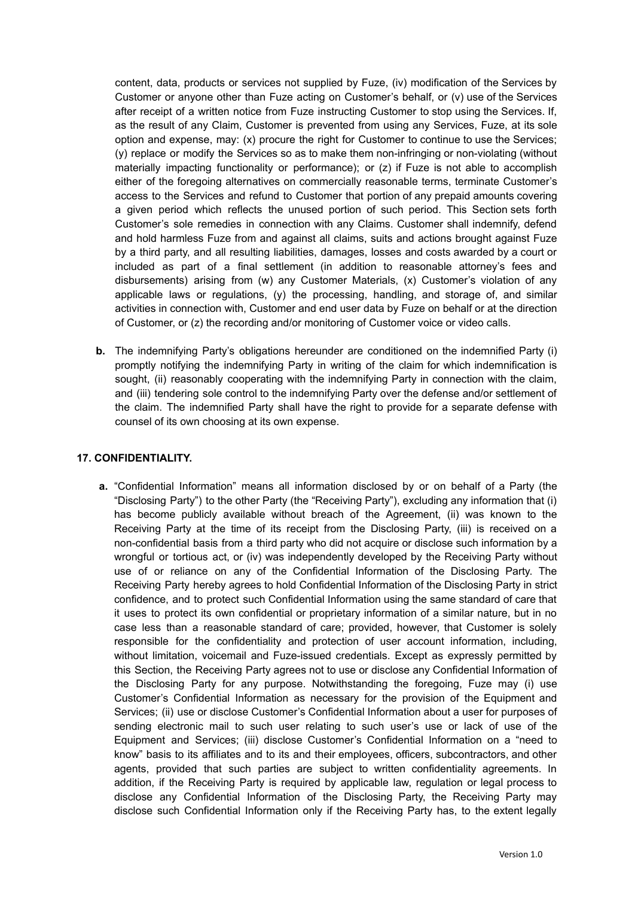content, data, products or services not supplied by Fuze, (iv) modification of the Services by Customer or anyone other than Fuze acting on Customer's behalf, or (v) use of the Services after receipt of a written notice from Fuze instructing Customer to stop using the Services. If, as the result of any Claim, Customer is prevented from using any Services, Fuze, at its sole option and expense, may: (x) procure the right for Customer to continue to use the Services; (y) replace or modify the Services so as to make them non-infringing or non-violating (without materially impacting functionality or performance); or (z) if Fuze is not able to accomplish either of the foregoing alternatives on commercially reasonable terms, terminate Customer's access to the Services and refund to Customer that portion of any prepaid amounts covering a given period which reflects the unused portion of such period. This Section sets forth Customer's sole remedies in connection with any Claims. Customer shall indemnify, defend and hold harmless Fuze from and against all claims, suits and actions brought against Fuze by a third party, and all resulting liabilities, damages, losses and costs awarded by a court or included as part of a final settlement (in addition to reasonable attorney's fees and disbursements) arising from (w) any Customer Materials, (x) Customer's violation of any applicable laws or regulations, (y) the processing, handling, and storage of, and similar activities in connection with, Customer and end user data by Fuze on behalf or at the direction of Customer, or (z) the recording and/or monitoring of Customer voice or video calls.

**b.** The indemnifying Party's obligations hereunder are conditioned on the indemnified Party (i) promptly notifying the indemnifying Party in writing of the claim for which indemnification is sought, (ii) reasonably cooperating with the indemnifying Party in connection with the claim, and (iii) tendering sole control to the indemnifying Party over the defense and/or settlement of the claim. The indemnified Party shall have the right to provide for a separate defense with counsel of its own choosing at its own expense.

**17. CONFIDENTIALITY.**

**a.** "Confidential Information" means all information disclosed by or on behalf of a Party (the "Disclosing Party") to the other Party (the "Receiving Party"), excluding any information that (i) has become publicly available without breach of the Agreement, (ii) was known to the Receiving Party at the time of its receipt from the Disclosing Party, (iii) is received on a non-confidential basis from a third party who did not acquire or disclose such information by a wrongful or tortious act, or (iv) was independently developed by the Receiving Party without use of or reliance on any of the Confidential Information of the Disclosing Party. The Receiving Party hereby agrees to hold Confidential Information of the Disclosing Party in strict confidence, and to protect such Confidential Information using the same standard of care that it uses to protect its own confidential or proprietary information of a similar nature, but in no case less than a reasonable standard of care; provided, however, that Customer is solely responsible for the confidentiality and protection of user account information, including, without limitation, voicemail and Fuze-issued credentials. Except as expressly permitted by this Section, the Receiving Party agrees not to use or disclose any Confidential Information of the Disclosing Party for any purpose. Notwithstanding the foregoing, Fuze may (i) use Customer's Confidential Information as necessary for the provision of the Equipment and Services; (ii) use or disclose Customer's Confidential Information about a user for purposes of sending electronic mail to such user relating to such user's use or lack of use of the Equipment and Services; (iii) disclose Customer's Confidential Information on a "need to know" basis to its affiliates and to its and their employees, officers, subcontractors, and other agents, provided that such parties are subject to written confidentiality agreements. In addition, if the Receiving Party is required by applicable law, regulation or legal process to disclose any Confidential Information of the Disclosing Party, the Receiving Party may disclose such Confidential Information only if the Receiving Party has, to the extent legally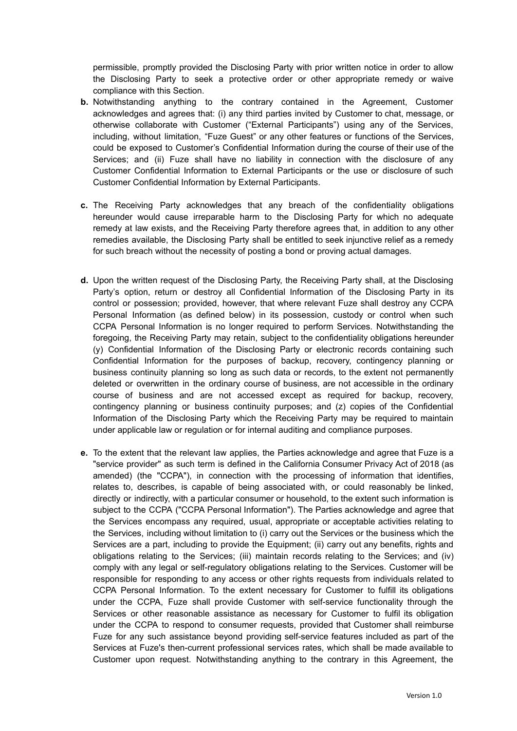permissible, promptly provided the Disclosing Party with prior written notice in order to allow the Disclosing Party to seek a protective order or other appropriate remedy or waive compliance with this Section.

**b.** Notwithstanding anything to the contrary contained in the Agreement, Customer acknowledges and agrees that: (i) any third parties invited by Customer to chat, message, or otherwise collaborate with Customer ("External Participants") using any of the Services, including, without limitation, "Fuze Guest" or any other features or functions of the Services, could be exposed to Customer's Confidential Information during the course of their use of the Services; and (ii) Fuze shall have no liability in connection with the disclosure of any Customer Confidential Information to External Participants or the use or disclosure of such Customer Confidential Information by External Participants.

**c.** The Receiving Party acknowledges that any breach of the confidentiality obligations hereunder would cause irreparable harm to the Disclosing Party for which no adequate remedy at law exists, and the Receiving Party therefore agrees that, in addition to any other remedies available, the Disclosing Party shall be entitled to seek injunctive relief as a remedy for such breach without the necessity of posting a bond or proving actual damages.

**d.** Upon the written request of the Disclosing Party, the Receiving Party shall, at the Disclosing Party's option, return or destroy all Confidential Information of the Disclosing Party in its control or possession; provided, however, that where relevant Fuze shall destroy any CCPA Personal Information (as defined below) in its possession, custody or control when such CCPA Personal Information is no longer required to perform Services. Notwithstanding the foregoing, the Receiving Party may retain, subject to the confidentiality obligations hereunder (y) Confidential Information of the Disclosing Party or electronic records containing such Confidential Information for the purposes of backup, recovery, contingency planning or business continuity planning so long as such data or records, to the extent not permanently deleted or overwritten in the ordinary course of business, are not accessible in the ordinary course of business and are not accessed except as required for backup, recovery, contingency planning or business continuity purposes; and (z) copies of the Confidential Information of the Disclosing Party which the Receiving Party may be required to maintain under applicable law or regulation or for internal auditing and compliance purposes.

**e.** To the extent that the relevant law applies, the Parties acknowledge and agree that Fuze is a "service provider" as such term is defined in the California Consumer Privacy Act of 2018 (as amended) (the "CCPA"), in connection with the processing of information that identifies, relates to, describes, is capable of being associated with, or could reasonably be linked, directly or indirectly, with a particular consumer or household, to the extent such information is subject to the CCPA ("CCPA Personal Information"). The Parties acknowledge and agree that the Services encompass any required, usual, appropriate or acceptable activities relating to the Services, including without limitation to (i) carry out the Services or the business which the Services are a part, including to provide the Equipment; (ii) carry out any benefits, rights and obligations relating to the Services; (iii) maintain records relating to the Services; and (iv) comply with any legal or self-regulatory obligations relating to the Services. Customer will be responsible for responding to any access or other rights requests from individuals related to CCPA Personal Information. To the extent necessary for Customer to fulfill its obligations under the CCPA, Fuze shall provide Customer with self-service functionality through the Services or other reasonable assistance as necessary for Customer to fulfil its obligation under the CCPA to respond to consumer requests, provided that Customer shall reimburse Fuze for any such assistance beyond providing self-service features included as part of the Services at Fuze's then-current professional services rates, which shall be made available to Customer upon request. Notwithstanding anything to the contrary in this Agreement, the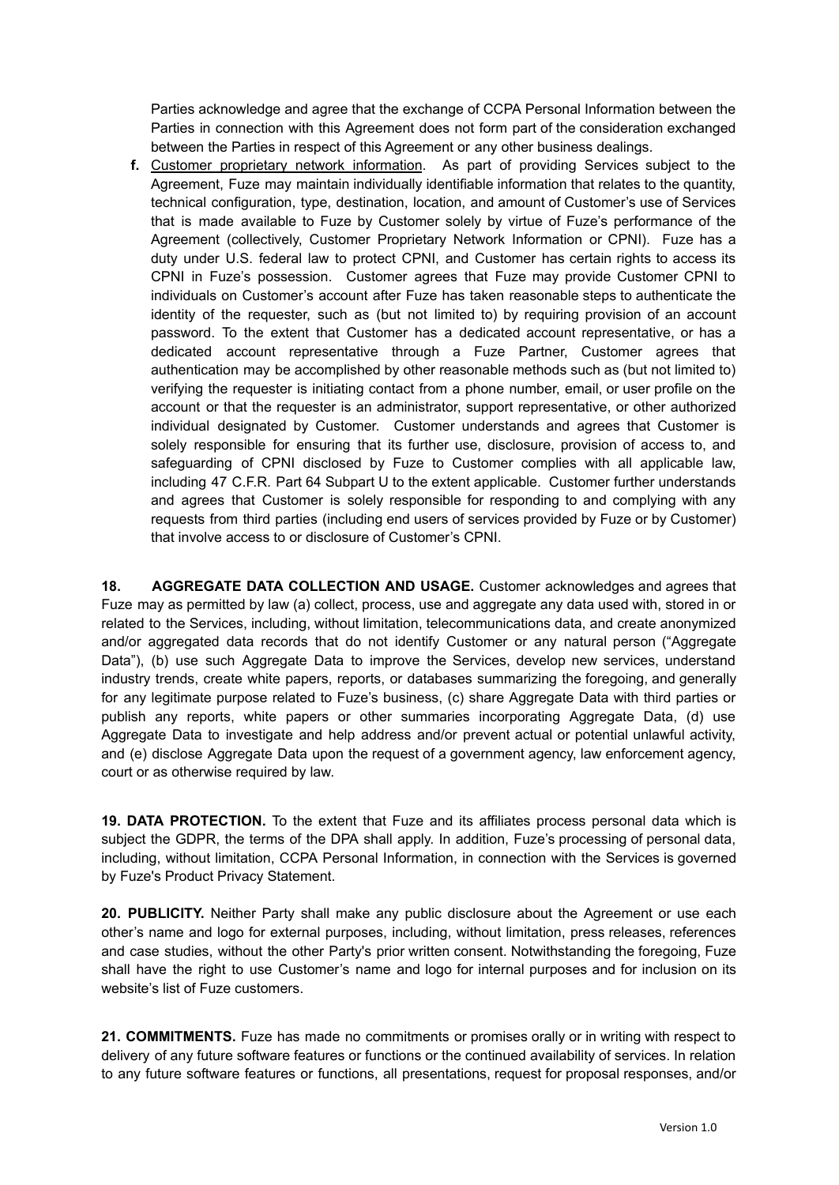Parties acknowledge and agree that the exchange of CCPA Personal Information between the Parties in connection with this Agreement does not form part of the consideration exchanged between the Parties in respect of this Agreement or any other business dealings.

**f.** Customer proprietary network information. As part of providing Services subject to the Agreement, Fuze may maintain individually identifiable information that relates to the quantity, technical configuration, type, destination, location, and amount of Customer's use of Services that is made available to Fuze by Customer solely by virtue of Fuze's performance of the Agreement (collectively, Customer Proprietary Network Information or CPNI). Fuze has a duty under U.S. federal law to protect CPNI, and Customer has certain rights to access its CPNI in Fuze's possession. Customer agrees that Fuze may provide Customer CPNI to individuals on Customer's account after Fuze has taken reasonable steps to authenticate the identity of the requester, such as (but not limited to) by requiring provision of an account password. To the extent that Customer has a dedicated account representative, or has a dedicated account representative through a Fuze Partner, Customer agrees that authentication may be accomplished by other reasonable methods such as (but not limited to) verifying the requester is initiating contact from a phone number, email, or user profile on the account or that the requester is an administrator, support representative, or other authorized individual designated by Customer. Customer understands and agrees that Customer is solely responsible for ensuring that its further use, disclosure, provision of access to, and safeguarding of CPNI disclosed by Fuze to Customer complies with all applicable law, including 47 C.F.R. Part 64 Subpart U to the extent applicable. Customer further understands and agrees that Customer is solely responsible for responding to and complying with any requests from third parties (including end users of services provided by Fuze or by Customer) that involve access to or disclosure of Customer's CPNI.

**18. AGGREGATE DATA COLLECTION AND USAGE.** Customer acknowledges and agrees that Fuze may as permitted by law (a) collect, process, use and aggregate any data used with, stored in or related to the Services, including, without limitation, telecommunications data, and create anonymized and/or aggregated data records that do not identify Customer or any natural person ("Aggregate Data"), (b) use such Aggregate Data to improve the Services, develop new services, understand industry trends, create white papers, reports, or databases summarizing the foregoing, and generally for any legitimate purpose related to Fuze's business, (c) share Aggregate Data with third parties or publish any reports, white papers or other summaries incorporating Aggregate Data, (d) use Aggregate Data to investigate and help address and/or prevent actual or potential unlawful activity, and (e) disclose Aggregate Data upon the request of a government agency, law enforcement agency, court or as otherwise required by law.

**19. DATA PROTECTION.** To the extent that Fuze and its affiliates process personal data which is subject the GDPR, the terms of the DPA shall apply. In addition, Fuze's processing of personal data, including, without limitation, CCPA Personal Information, in connection with the Services is governed by Fuze's Product Privacy Statement.

**20. PUBLICITY.** Neither Party shall make any public disclosure about the Agreement or use each other's name and logo for external purposes, including, without limitation, press releases, references and case studies, without the other Party's prior written consent. Notwithstanding the foregoing, Fuze shall have the right to use Customer's name and logo for internal purposes and for inclusion on its website's list of Fuze customers.

**21. COMMITMENTS.** Fuze has made no commitments or promises orally or in writing with respect to delivery of any future software features or functions or the continued availability of services. In relation to any future software features or functions, all presentations, request for proposal responses, and/or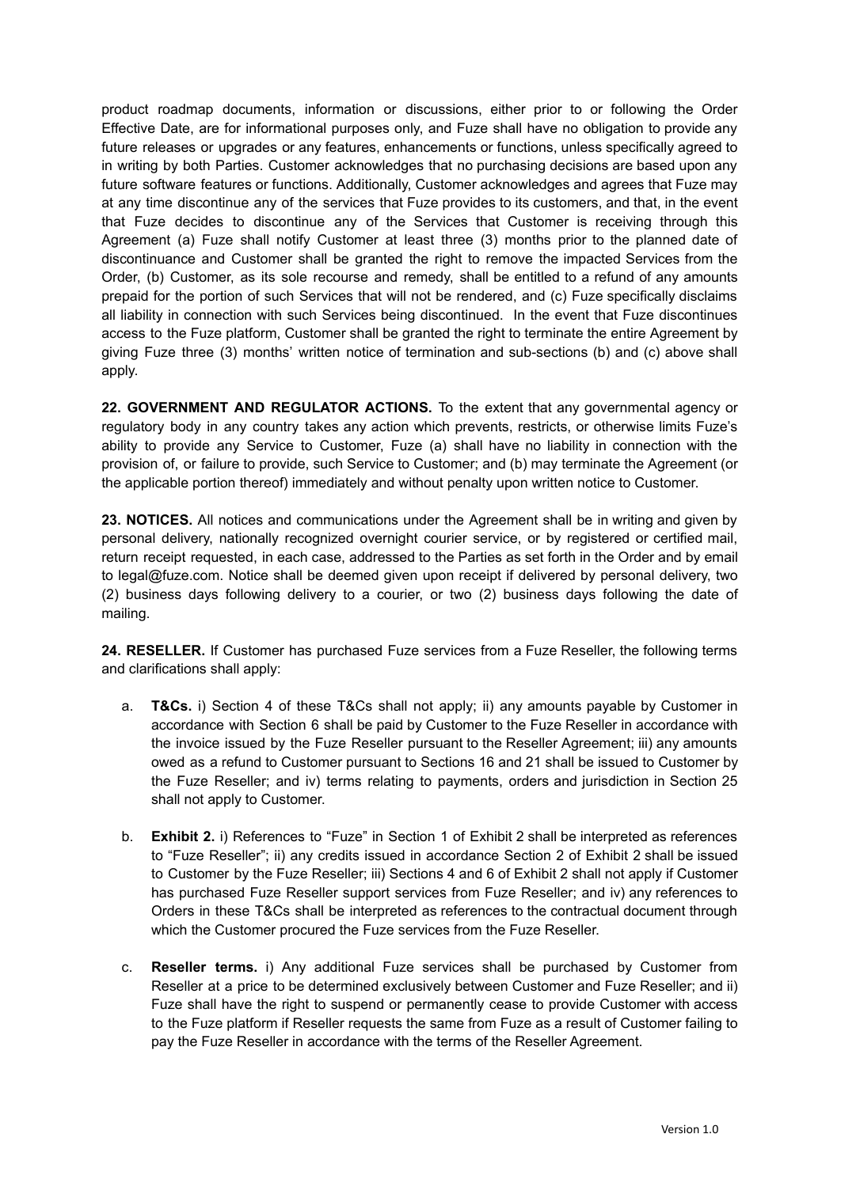product roadmap documents, information or discussions, either prior to or following the Order Effective Date, are for informational purposes only, and Fuze shall have no obligation to provide any future releases or upgrades or any features, enhancements or functions, unless specifically agreed to in writing by both Parties. Customer acknowledges that no purchasing decisions are based upon any future software features or functions. Additionally, Customer acknowledges and agrees that Fuze may at any time discontinue any of the services that Fuze provides to its customers, and that, in the event that Fuze decides to discontinue any of the Services that Customer is receiving through this Agreement (a) Fuze shall notify Customer at least three (3) months prior to the planned date of discontinuance and Customer shall be granted the right to remove the impacted Services from the Order, (b) Customer, as its sole recourse and remedy, shall be entitled to a refund of any amounts prepaid for the portion of such Services that will not be rendered, and (c) Fuze specifically disclaims all liability in connection with such Services being discontinued. In the event that Fuze discontinues access to the Fuze platform, Customer shall be granted the right to terminate the entire Agreement by giving Fuze three (3) months' written notice of termination and sub-sections (b) and (c) above shall apply.

**22. GOVERNMENT AND REGULATOR ACTIONS.** To the extent that any governmental agency or regulatory body in any country takes any action which prevents, restricts, or otherwise limits Fuze's ability to provide any Service to Customer, Fuze (a) shall have no liability in connection with the provision of, or failure to provide, such Service to Customer; and (b) may terminate the Agreement (or the applicable portion thereof) immediately and without penalty upon written notice to Customer.

**23. NOTICES.** All notices and communications under the Agreement shall be in writing and given by personal delivery, nationally recognized overnight courier service, or by registered or certified mail, return receipt requested, in each case, addressed to the Parties as set forth in the Order and by email to legal@fuze.com. Notice shall be deemed given upon receipt if delivered by personal delivery, two (2) business days following delivery to a courier, or two (2) business days following the date of mailing.

**24. RESELLER.** If Customer has purchased Fuze services from a Fuze Reseller, the following terms and clarifications shall apply:

a. **T&Cs.** i) Section 4 of these T&Cs shall not apply; ii) any amounts payable by Customer in accordance with Section 6 shall be paid by Customer to the Fuze Reseller in accordance with the invoice issued by the Fuze Reseller pursuant to the Reseller Agreement; iii) any amounts owed as a refund to Customer pursuant to Sections 16 and 21 shall be issued to Customer by the Fuze Reseller; and iv) terms relating to payments, orders and jurisdiction in Section 25 shall not apply to Customer.

b. **Exhibit 2.** i) References to "Fuze" in Section 1 of Exhibit 2 shall be interpreted as references to "Fuze Reseller"; ii) any credits issued in accordance Section 2 of Exhibit 2 shall be issued to Customer by the Fuze Reseller; iii) Sections 4 and 6 of Exhibit 2 shall not apply if Customer has purchased Fuze Reseller support services from Fuze Reseller; and iv) any references to Orders in these T&Cs shall be interpreted as references to the contractual document through which the Customer procured the Fuze services from the Fuze Reseller.

c. **Reseller terms.** i) Any additional Fuze services shall be purchased by Customer from Reseller at a price to be determined exclusively between Customer and Fuze Reseller; and ii) Fuze shall have the right to suspend or permanently cease to provide Customer with access to the Fuze platform if Reseller requests the same from Fuze as a result of Customer failing to pay the Fuze Reseller in accordance with the terms of the Reseller Agreement.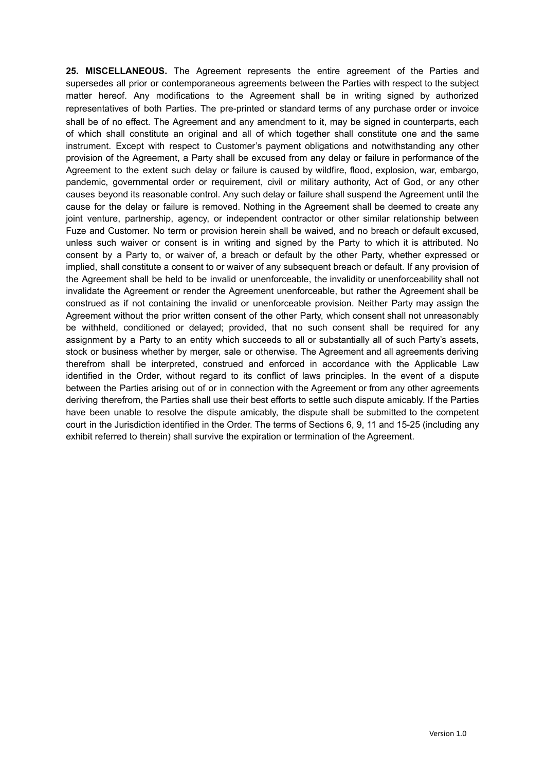**25. MISCELLANEOUS.** The Agreement represents the entire agreement of the Parties and supersedes all prior or contemporaneous agreements between the Parties with respect to the subject matter hereof. Any modifications to the Agreement shall be in writing signed by authorized representatives of both Parties. The pre-printed or standard terms of any purchase order or invoice shall be of no effect. The Agreement and any amendment to it, may be signed in counterparts, each of which shall constitute an original and all of which together shall constitute one and the same instrument. Except with respect to Customer's payment obligations and notwithstanding any other provision of the Agreement, a Party shall be excused from any delay or failure in performance of the Agreement to the extent such delay or failure is caused by wildfire, flood, explosion, war, embargo, pandemic, governmental order or requirement, civil or military authority, Act of God, or any other causes beyond its reasonable control. Any such delay or failure shall suspend the Agreement until the cause for the delay or failure is removed. Nothing in the Agreement shall be deemed to create any joint venture, partnership, agency, or independent contractor or other similar relationship between Fuze and Customer. No term or provision herein shall be waived, and no breach or default excused, unless such waiver or consent is in writing and signed by the Party to which it is attributed. No consent by a Party to, or waiver of, a breach or default by the other Party, whether expressed or implied, shall constitute a consent to or waiver of any subsequent breach or default. If any provision of the Agreement shall be held to be invalid or unenforceable, the invalidity or unenforceability shall not invalidate the Agreement or render the Agreement unenforceable, but rather the Agreement shall be construed as if not containing the invalid or unenforceable provision. Neither Party may assign the Agreement without the prior written consent of the other Party, which consent shall not unreasonably be withheld, conditioned or delayed; provided, that no such consent shall be required for any assignment by a Party to an entity which succeeds to all or substantially all of such Party's assets, stock or business whether by merger, sale or otherwise. The Agreement and all agreements deriving therefrom shall be interpreted, construed and enforced in accordance with the Applicable Law identified in the Order, without regard to its conflict of laws principles. In the event of a dispute between the Parties arising out of or in connection with the Agreement or from any other agreements deriving therefrom, the Parties shall use their best efforts to settle such dispute amicably. If the Parties have been unable to resolve the dispute amicably, the dispute shall be submitted to the competent court in the Jurisdiction identified in the Order. The terms of Sections 6, 9, 11 and 15-25 (including any exhibit referred to therein) shall survive the expiration or termination of the Agreement.

Version 1.0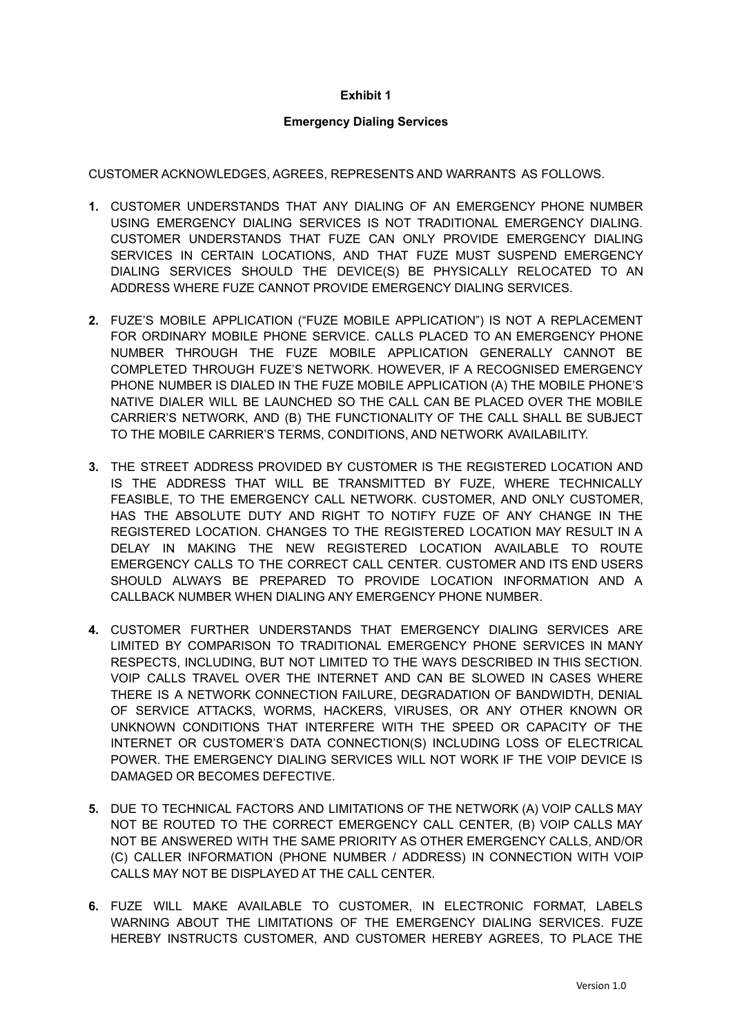**Exhibit 1**

**Emergency Dialing Services**

CUSTOMER ACKNOWLEDGES, AGREES, REPRESENTS AND WARRANTS AS FOLLOWS.

1. CUSTOMER UNDERSTANDS THAT ANY DIALING OF AN EMERGENCY PHONE NUMBER USING EMERGENCY DIALING SERVICES IS NOT TRADITIONAL EMERGENCY DIALING. CUSTOMER UNDERSTANDS THAT FUZE CAN ONLY PROVIDE EMERGENCY DIALING SERVICES IN CERTAIN LOCATIONS, AND THAT FUZE MUST SUSPEND EMERGENCY DIALING SERVICES SHOULD THE DEVICE(S) BE PHYSICALLY RELOCATED TO AN ADDRESS WHERE FUZE CANNOT PROVIDE EMERGENCY DIALING SERVICES.

2. FUZE'S MOBILE APPLICATION ("FUZE MOBILE APPLICATION") IS NOT A REPLACEMENT FOR ORDINARY MOBILE PHONE SERVICE. CALLS PLACED TO AN EMERGENCY PHONE NUMBER THROUGH THE FUZE MOBILE APPLICATION GENERALLY CANNOT BE COMPLETED THROUGH FUZE'S NETWORK. HOWEVER, IF A RECOGNISED EMERGENCY PHONE NUMBER IS DIALED IN THE FUZE MOBILE APPLICATION (A) THE MOBILE PHONE'S NATIVE DIALER WILL BE LAUNCHED SO THE CALL CAN BE PLACED OVER THE MOBILE CARRIER'S NETWORK, AND (B) THE FUNCTIONALITY OF THE CALL SHALL BE SUBJECT TO THE MOBILE CARRIER'S TERMS, CONDITIONS, AND NETWORK AVAILABILITY.

3. THE STREET ADDRESS PROVIDED BY CUSTOMER IS THE REGISTERED LOCATION AND IS THE ADDRESS THAT WILL BE TRANSMITTED BY FUZE, WHERE TECHNICALLY FEASIBLE, TO THE EMERGENCY CALL NETWORK. CUSTOMER, AND ONLY CUSTOMER, HAS THE ABSOLUTE DUTY AND RIGHT TO NOTIFY FUZE OF ANY CHANGE IN THE REGISTERED LOCATION. CHANGES TO THE REGISTERED LOCATION MAY RESULT IN A DELAY IN MAKING THE NEW REGISTERED LOCATION AVAILABLE TO ROUTE EMERGENCY CALLS TO THE CORRECT CALL CENTER. CUSTOMER AND ITS END USERS SHOULD ALWAYS BE PREPARED TO PROVIDE LOCATION INFORMATION AND A CALLBACK NUMBER WHEN DIALING ANY EMERGENCY PHONE NUMBER.

4. CUSTOMER FURTHER UNDERSTANDS THAT EMERGENCY DIALING SERVICES ARE LIMITED BY COMPARISON TO TRADITIONAL EMERGENCY PHONE SERVICES IN MANY RESPECTS, INCLUDING, BUT NOT LIMITED TO THE WAYS DESCRIBED IN THIS SECTION. VOIP CALLS TRAVEL OVER THE INTERNET AND CAN BE SLOWED IN CASES WHERE THERE IS A NETWORK CONNECTION FAILURE, DEGRADATION OF BANDWIDTH, DENIAL OF SERVICE ATTACKS, WORMS, HACKERS, VIRUSES, OR ANY OTHER KNOWN OR UNKNOWN CONDITIONS THAT INTERFERE WITH THE SPEED OR CAPACITY OF THE INTERNET OR CUSTOMER'S DATA CONNECTION(S) INCLUDING LOSS OF ELECTRICAL POWER. THE EMERGENCY DIALING SERVICES WILL NOT WORK IF THE VOIP DEVICE IS DAMAGED OR BECOMES DEFECTIVE.

5. DUE TO TECHNICAL FACTORS AND LIMITATIONS OF THE NETWORK (A) VOIP CALLS MAY NOT BE ROUTED TO THE CORRECT EMERGENCY CALL CENTER, (B) VOIP CALLS MAY NOT BE ANSWERED WITH THE SAME PRIORITY AS OTHER EMERGENCY CALLS, AND/OR (C) CALLER INFORMATION (PHONE NUMBER / ADDRESS) IN CONNECTION WITH VOIP CALLS MAY NOT BE DISPLAYED AT THE CALL CENTER.

6. FUZE WILL MAKE AVAILABLE TO CUSTOMER, IN ELECTRONIC FORMAT, LABELS WARNING ABOUT THE LIMITATIONS OF THE EMERGENCY DIALING SERVICES. FUZE HEREBY INSTRUCTS CUSTOMER, AND CUSTOMER HEREBY AGREES, TO PLACE THE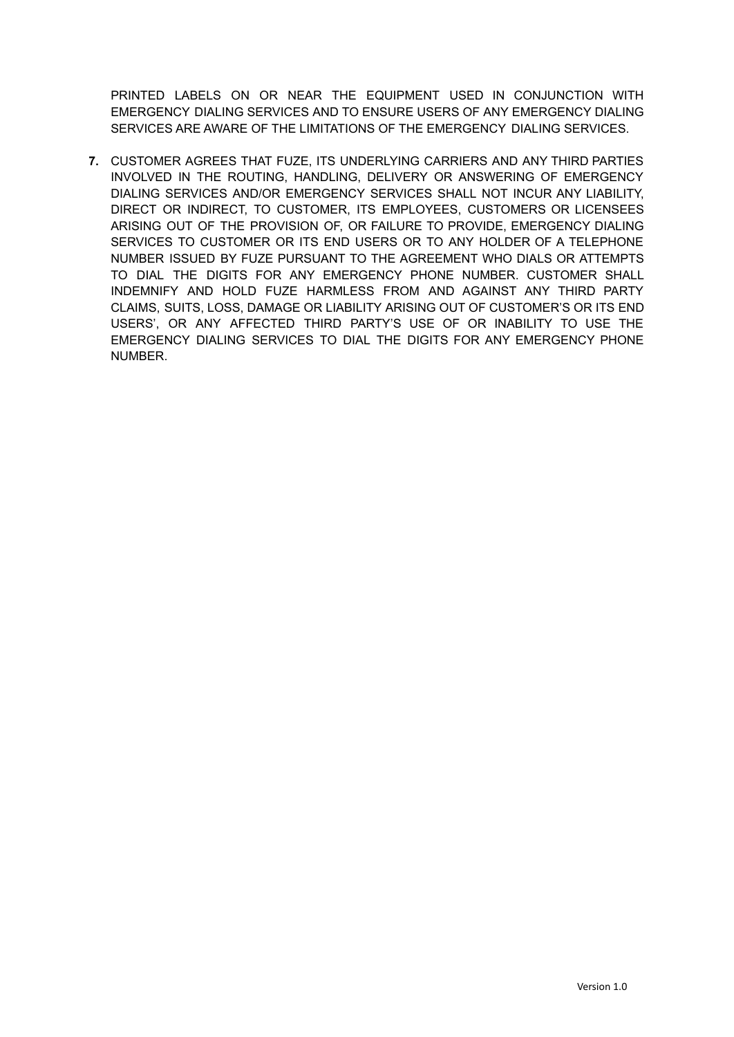PRINTED LABELS ON OR NEAR THE EQUIPMENT USED IN CONJUNCTION WITH EMERGENCY DIALING SERVICES AND TO ENSURE USERS OF ANY EMERGENCY DIALING SERVICES ARE AWARE OF THE LIMITATIONS OF THE EMERGENCY DIALING SERVICES.

**7.** CUSTOMER AGREES THAT FUZE, ITS UNDERLYING CARRIERS AND ANY THIRD PARTIES INVOLVED IN THE ROUTING, HANDLING, DELIVERY OR ANSWERING OF EMERGENCY DIALING SERVICES AND/OR EMERGENCY SERVICES SHALL NOT INCUR ANY LIABILITY, DIRECT OR INDIRECT, TO CUSTOMER, ITS EMPLOYEES, CUSTOMERS OR LICENSEES ARISING OUT OF THE PROVISION OF, OR FAILURE TO PROVIDE, EMERGENCY DIALING SERVICES TO CUSTOMER OR ITS END USERS OR TO ANY HOLDER OF A TELEPHONE NUMBER ISSUED BY FUZE PURSUANT TO THE AGREEMENT WHO DIALS OR ATTEMPTS TO DIAL THE DIGITS FOR ANY EMERGENCY PHONE NUMBER. CUSTOMER SHALL INDEMNIFY AND HOLD FUZE HARMLESS FROM AND AGAINST ANY THIRD PARTY CLAIMS, SUITS, LOSS, DAMAGE OR LIABILITY ARISING OUT OF CUSTOMER'S OR ITS END USERS', OR ANY AFFECTED THIRD PARTY'S USE OF OR INABILITY TO USE THE EMERGENCY DIALING SERVICES TO DIAL THE DIGITS FOR ANY EMERGENCY PHONE NUMBER.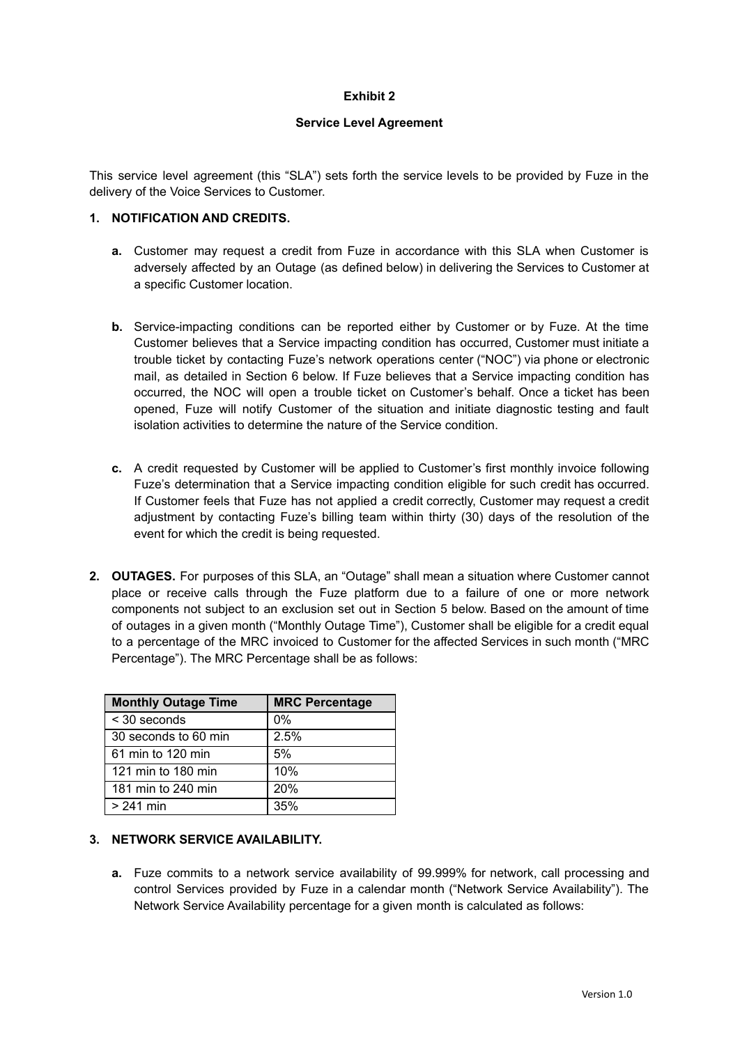**Exhibit 2**

**Service Level Agreement**

This service level agreement (this "SLA") sets forth the service levels to be provided by Fuze in the delivery of the Voice Services to Customer.

**1. NOTIFICATION AND CREDITS.**

**a.** Customer may request a credit from Fuze in accordance with this SLA when Customer is adversely affected by an Outage (as defined below) in delivering the Services to Customer at a specific Customer location.

**b.** Service-impacting conditions can be reported either by Customer or by Fuze. At the time Customer believes that a Service impacting condition has occurred, Customer must initiate a trouble ticket by contacting Fuze's network operations center ("NOC") via phone or electronic mail, as detailed in Section 6 below. If Fuze believes that a Service impacting condition has occurred, the NOC will open a trouble ticket on Customer's behalf. Once a ticket has been opened, Fuze will notify Customer of the situation and initiate diagnostic testing and fault isolation activities to determine the nature of the Service condition.

**c.** A credit requested by Customer will be applied to Customer's first monthly invoice following Fuze's determination that a Service impacting condition eligible for such credit has occurred. If Customer feels that Fuze has not applied a credit correctly, Customer may request a credit adjustment by contacting Fuze's billing team within thirty (30) days of the resolution of the event for which the credit is being requested.

**2. OUTAGES.** For purposes of this SLA, an "Outage" shall mean a situation where Customer cannot place or receive calls through the Fuze platform due to a failure of one or more network components not subject to an exclusion set out in Section 5 below. Based on the amount of time of outages in a given month ("Monthly Outage Time"), Customer shall be eligible for a credit equal to a percentage of the MRC invoiced to Customer for the affected Services in such month ("MRC Percentage"). The MRC Percentage shall be as follows:

| Monthly Outage Time | MRC Percentage |
|---|---|
| < 30 seconds | 0% |
| 30 seconds to 60 min | 2.5% |
| 61 min to 120 min | 5% |
| 121 min to 180 min | 10% |
| 181 min to 240 min | 20% |
| > 241 min | 35% |

**3. NETWORK SERVICE AVAILABILITY.**

**a.** Fuze commits to a network service availability of 99.999% for network, call processing and control Services provided by Fuze in a calendar month ("Network Service Availability"). The Network Service Availability percentage for a given month is calculated as follows: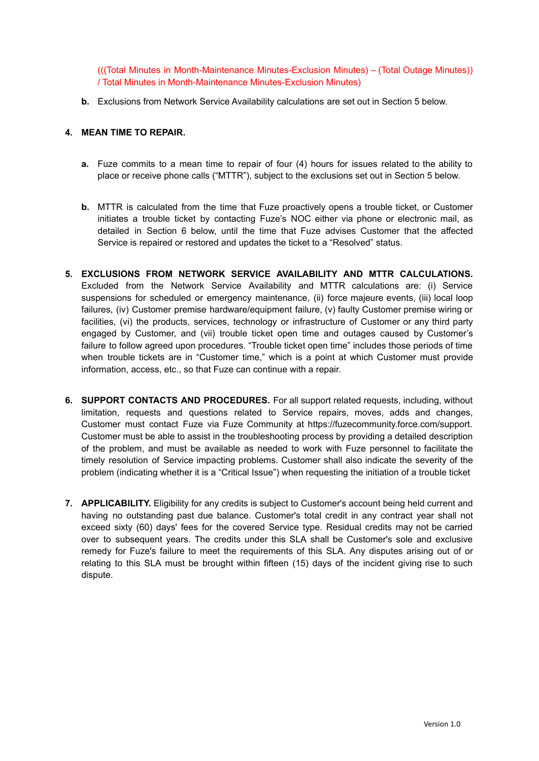(((Total Minutes in Month-Maintenance Minutes-Exclusion Minutes) – (Total Outage Minutes)) / Total Minutes in Month-Maintenance Minutes-Exclusion Minutes)

**b.** Exclusions from Network Service Availability calculations are set out in Section 5 below.

**4. MEAN TIME TO REPAIR.**

**a.** Fuze commits to a mean time to repair of four (4) hours for issues related to the ability to place or receive phone calls ("MTTR"), subject to the exclusions set out in Section 5 below.

**b.** MTTR is calculated from the time that Fuze proactively opens a trouble ticket, or Customer initiates a trouble ticket by contacting Fuze's NOC either via phone or electronic mail, as detailed in Section 6 below, until the time that Fuze advises Customer that the affected Service is repaired or restored and updates the ticket to a "Resolved" status.

**5. EXCLUSIONS FROM NETWORK SERVICE AVAILABILITY AND MTTR CALCULATIONS.** Excluded from the Network Service Availability and MTTR calculations are: (i) Service suspensions for scheduled or emergency maintenance, (ii) force majeure events, (iii) local loop failures, (iv) Customer premise hardware/equipment failure, (v) faulty Customer premise wiring or facilities, (vi) the products, services, technology or infrastructure of Customer or any third party engaged by Customer, and (vii) trouble ticket open time and outages caused by Customer's failure to follow agreed upon procedures. "Trouble ticket open time" includes those periods of time when trouble tickets are in "Customer time," which is a point at which Customer must provide information, access, etc., so that Fuze can continue with a repair.

**6. SUPPORT CONTACTS AND PROCEDURES.** For all support related requests, including, without limitation, requests and questions related to Service repairs, moves, adds and changes, Customer must contact Fuze via Fuze Community at https://fuzecommunity.force.com/support. Customer must be able to assist in the troubleshooting process by providing a detailed description of the problem, and must be available as needed to work with Fuze personnel to facilitate the timely resolution of Service impacting problems. Customer shall also indicate the severity of the problem (indicating whether it is a "Critical Issue") when requesting the initiation of a trouble ticket

**7. APPLICABILITY.** Eligibility for any credits is subject to Customer's account being held current and having no outstanding past due balance. Customer's total credit in any contract year shall not exceed sixty (60) days' fees for the covered Service type. Residual credits may not be carried over to subsequent years. The credits under this SLA shall be Customer's sole and exclusive remedy for Fuze's failure to meet the requirements of this SLA. Any disputes arising out of or relating to this SLA must be brought within fifteen (15) days of the incident giving rise to such dispute.

Version 1.0